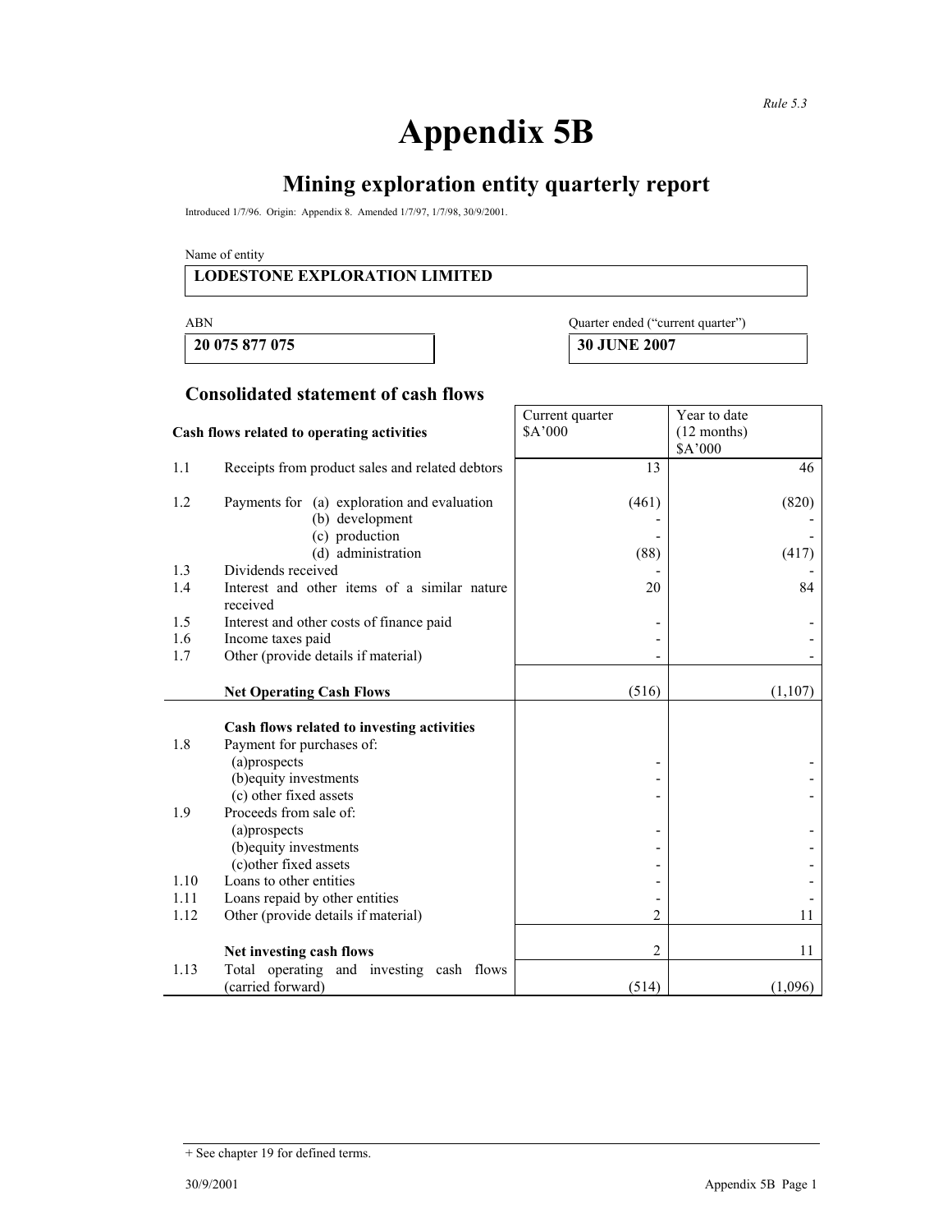*Rule 5.3*

# Appendix 5B

## Mining exploration entity quarterly report

Introduced 1/7/96. Origin: Appendix 8. Amended 1/7/97, 1/7/98, 30/9/2001.

Name of entity

**LODESTONE EXPLORATION LIMITED**

| ABN | Quarter ended ("current quarter") |
|---|---|
| **20 075 877 075** | **30 JUNE 2007** |

### Consolidated statement of cash flows

| | **Cash flows related to operating activities** | Current quarter $A'000 | Year to date (12 months) $A'000 |
|---|---|---|---|
| 1.1 | Receipts from product sales and related debtors | 13 | 46 |
| 1.2 | Payments for (a) exploration and evaluation | (461) | (820) |
| | (b) development | - | - |
| | (c) production | - | - |
| | (d) administration | (88) | (417) |
| 1.3 | Dividends received | - | - |
| 1.4 | Interest and other items of a similar nature received | 20 | 84 |
| 1.5 | Interest and other costs of finance paid | - | - |
| 1.6 | Income taxes paid | - | - |
| 1.7 | Other (provide details if material) | - | - |
| | **Net Operating Cash Flows** | (516) | (1,107) |
| | **Cash flows related to investing activities** | | |
| 1.8 | Payment for purchases of: | | |
| | (a)prospects | - | - |
| | (b)equity investments | - | - |
| | (c) other fixed assets | - | - |
| 1.9 | Proceeds from sale of: | | |
| | (a)prospects | - | - |
| | (b)equity investments | - | - |
| | (c)other fixed assets | - | - |
| 1.10 | Loans to other entities | - | - |
| 1.11 | Loans repaid by other entities | - | - |
| 1.12 | Other (provide details if material) | 2 | 11 |
| | **Net investing cash flows** | 2 | 11 |
| 1.13 | Total operating and investing cash flows (carried forward) | (514) | (1,096) |

+ See chapter 19 for defined terms.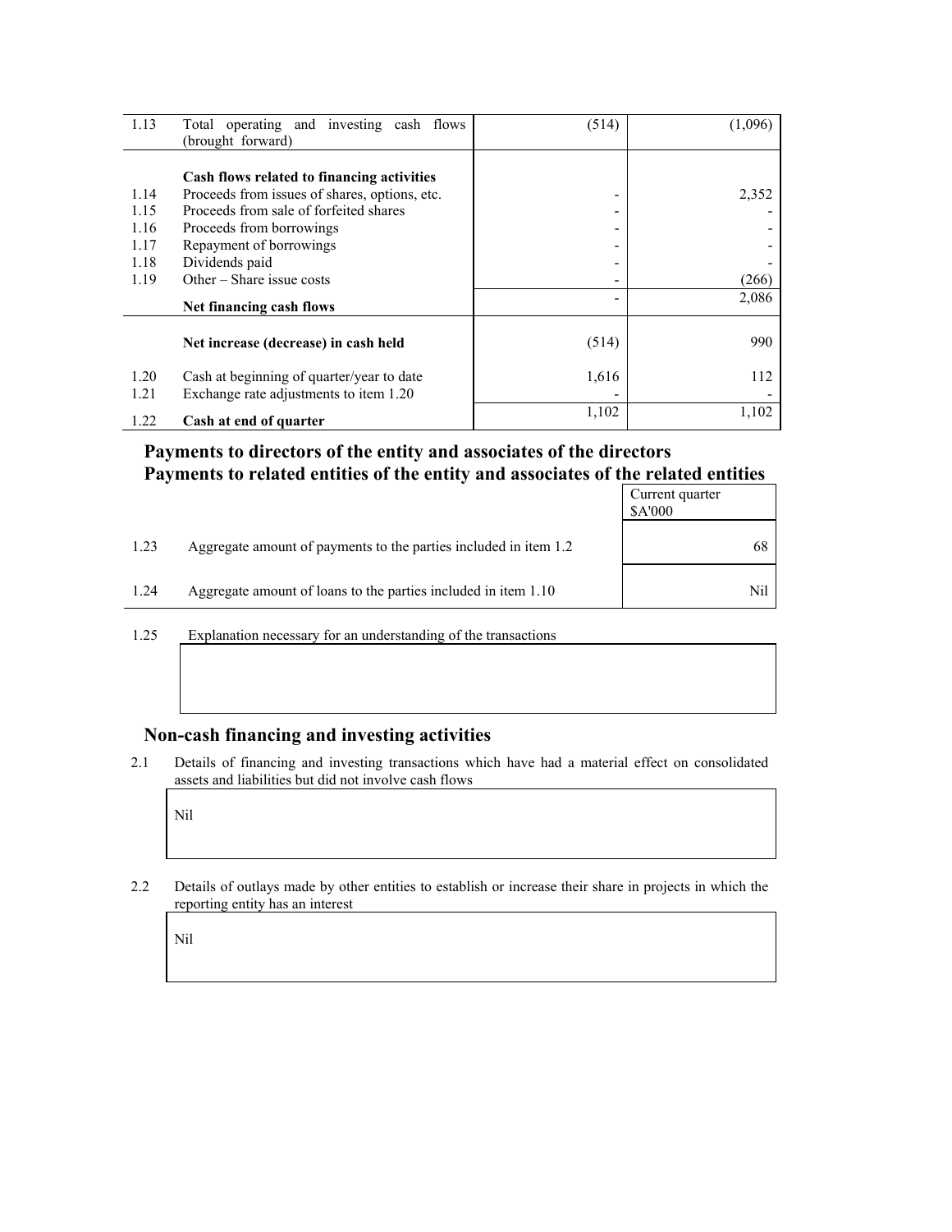| | | | |
|---|---|---|---|
| 1.13 | Total operating and investing cash flows (brought forward) | (514) | (1,096) |
| | **Cash flows related to financing activities** | | |
| 1.14 | Proceeds from issues of shares, options, etc. | - | 2,352 |
| 1.15 | Proceeds from sale of forfeited shares | - | - |
| 1.16 | Proceeds from borrowings | - | - |
| 1.17 | Repayment of borrowings | - | - |
| 1.18 | Dividends paid | - | - |
| 1.19 | Other – Share issue costs | - | (266) |
| | **Net financing cash flows** | - | 2,086 |
| | **Net increase (decrease) in cash held** | (514) | 990 |
| 1.20 | Cash at beginning of quarter/year to date | 1,616 | 112 |
| 1.21 | Exchange rate adjustments to item 1.20 | - | - |
| 1.22 | **Cash at end of quarter** | 1,102 | 1,102 |

## Payments to directors of the entity and associates of the directors
## Payments to related entities of the entity and associates of the related entities

| | | Current quarter $A'000 |
|---|---|---|
| 1.23 | Aggregate amount of payments to the parties included in item 1.2 | 68 |
| 1.24 | Aggregate amount of loans to the parties included in item 1.10 | Nil |

1.25 Explanation necessary for an understanding of the transactions

## Non-cash financing and investing activities

2.1 Details of financing and investing transactions which have had a material effect on consolidated assets and liabilities but did not involve cash flows

Nil

2.2 Details of outlays made by other entities to establish or increase their share in projects in which the reporting entity has an interest

Nil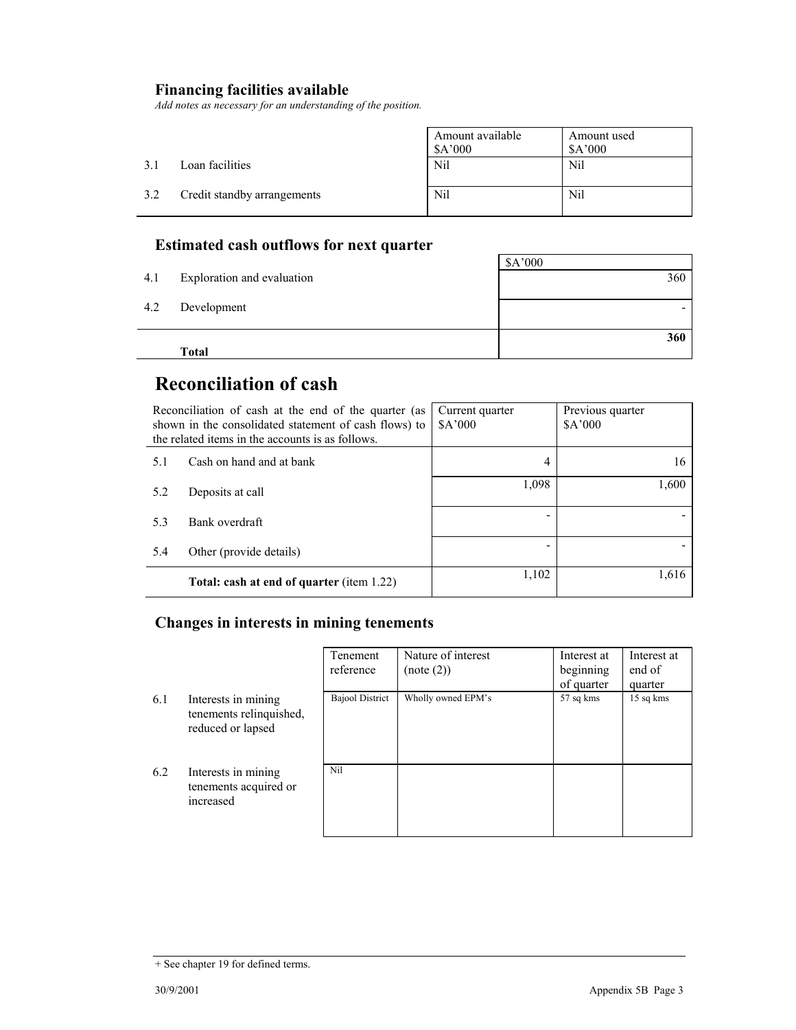## Financing facilities available

*Add notes as necessary for an understanding of the position.*

| | | Amount available $A'000 | Amount used $A'000 |
|---|---|---|---|
| 3.1 | Loan facilities | Nil | Nil |
| 3.2 | Credit standby arrangements | Nil | Nil |

## Estimated cash outflows for next quarter

| | | $A'000 |
|---|---|---|
| 4.1 | Exploration and evaluation | 360 |
| 4.2 | Development | - |
| | **Total** | **360** |

# Reconciliation of cash

| Reconciliation of cash at the end of the quarter (as shown in the consolidated statement of cash flows) to the related items in the accounts is as follows. | | Current quarter $A'000 | Previous quarter $A'000 |
|---|---|---|---|
| 5.1 | Cash on hand and at bank | 4 | 16 |
| 5.2 | Deposits at call | 1,098 | 1,600 |
| 5.3 | Bank overdraft | - | - |
| 5.4 | Other (provide details) | - | - |
| | **Total: cash at end of quarter** (item 1.22) | 1,102 | 1,616 |

## Changes in interests in mining tenements

| | | Tenement reference | Nature of interest (note (2)) | Interest at beginning of quarter | Interest at end of quarter |
|---|---|---|---|---|---|
| 6.1 | Interests in mining tenements relinquished, reduced or lapsed | Bajool District | Wholly owned EPM's | 57 sq kms | 15 sq kms |
| 6.2 | Interests in mining tenements acquired or increased | Nil | | | |

+ See chapter 19 for defined terms.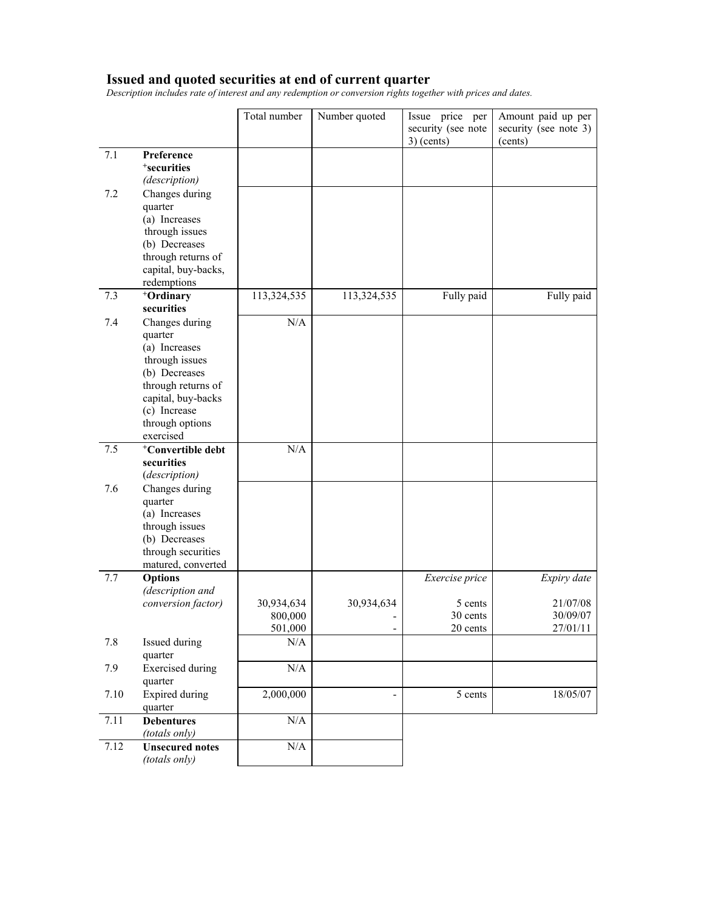## Issued and quoted securities at end of current quarter

*Description includes rate of interest and any redemption or conversion rights together with prices and dates.*

| | | Total number | Number quoted | Issue price per security (see note 3) (cents) | Amount paid up per security (see note 3) (cents) |
|---|---|---|---|---|---|
| 7.1 | **Preference +securities** *(description)* | | | | |
| 7.2 | Changes during quarter (a) Increases through issues (b) Decreases through returns of capital, buy-backs, redemptions | | | | |
| 7.3 | **+Ordinary securities** | 113,324,535 | 113,324,535 | Fully paid | Fully paid |
| 7.4 | Changes during quarter (a) Increases through issues (b) Decreases through returns of capital, buy-backs (c) Increase through options exercised | N/A | | | |
| 7.5 | **+Convertible debt securities** *(description)* | N/A | | | |
| 7.6 | Changes during quarter (a) Increases through issues (b) Decreases through securities matured, converted | | | | |
| 7.7 | **Options** *(description and conversion factor)* | | | *Exercise price* | *Expiry date* |
| | | 30,934,634 | 30,934,634 | 5 cents | 21/07/08 |
| | | 800,000 | - | 30 cents | 30/09/07 |
| | | 501,000 | - | 20 cents | 27/01/11 |
| 7.8 | Issued during quarter | N/A | | | |
| 7.9 | Exercised during quarter | N/A | | | |
| 7.10 | Expired during quarter | 2,000,000 | - | 5 cents | 18/05/07 |
| 7.11 | **Debentures** *(totals only)* | N/A | | | |
| 7.12 | **Unsecured notes** *(totals only)* | N/A | | | |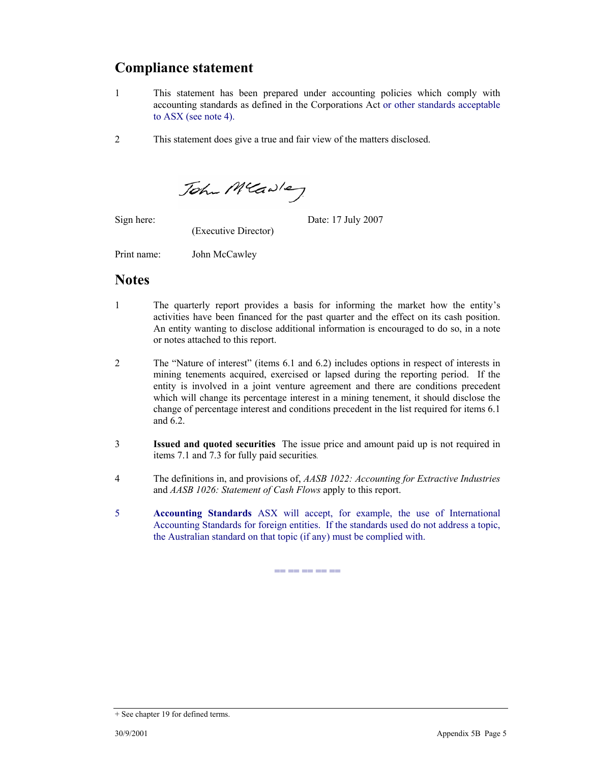## Compliance statement

1 This statement has been prepared under accounting policies which comply with accounting standards as defined in the Corporations Act or other standards acceptable to ASX (see note 4).

2 This statement does give a true and fair view of the matters disclosed.

Sign here: (Executive Director) Date: 17 July 2007

Print name: John McCawley

## Notes

1 The quarterly report provides a basis for informing the market how the entity's activities have been financed for the past quarter and the effect on its cash position. An entity wanting to disclose additional information is encouraged to do so, in a note or notes attached to this report.

2 The "Nature of interest" (items 6.1 and 6.2) includes options in respect of interests in mining tenements acquired, exercised or lapsed during the reporting period. If the entity is involved in a joint venture agreement and there are conditions precedent which will change its percentage interest in a mining tenement, it should disclose the change of percentage interest and conditions precedent in the list required for items 6.1 and 6.2.

3 **Issued and quoted securities** The issue price and amount paid up is not required in items 7.1 and 7.3 for fully paid securities.

4 The definitions in, and provisions of, *AASB 1022: Accounting for Extractive Industries* and *AASB 1026: Statement of Cash Flows* apply to this report.

5 **Accounting Standards** ASX will accept, for example, the use of International Accounting Standards for foreign entities. If the standards used do not address a topic, the Australian standard on that topic (if any) must be complied with.

== == == == ==

+ See chapter 19 for defined terms.